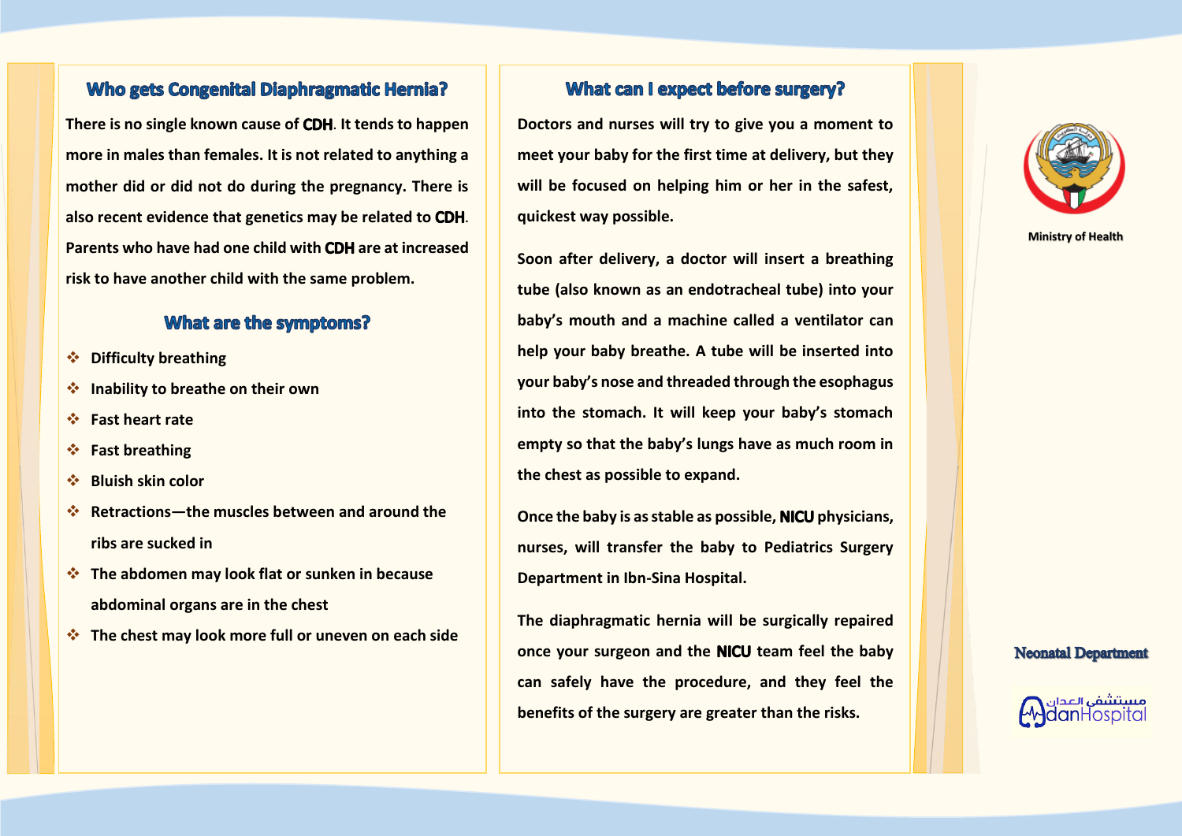## Who gets Congenital Diaphragmatic Hernia?

There is no single known cause of **CDH**. It tends to happen more in males than females. It is not related to anything a mother did or did not do during the pregnancy. There is also recent evidence that genetics may be related to **CDH**. Parents who have had one child with **CDH** are at increased risk to have another child with the same problem.

## What are the symptoms?

- Difficulty breathing
- Inability to breathe on their own
- Fast heart rate
- Fast breathing
- Bluish skin color
- Retractions—the muscles between and around the ribs are sucked in
- The abdomen may look flat or sunken in because abdominal organs are in the chest
- The chest may look more full or uneven on each side

## What can I expect before surgery?

Doctors and nurses will try to give you a moment to meet your baby for the first time at delivery, but they will be focused on helping him or her in the safest, quickest way possible.

Soon after delivery, a doctor will insert a breathing tube (also known as an endotracheal tube) into your baby's mouth and a machine called a ventilator can help your baby breathe. A tube will be inserted into your baby's nose and threaded through the esophagus into the stomach. It will keep your baby's stomach empty so that the baby's lungs have as much room in the chest as possible to expand.

Once the baby is as stable as possible, **NICU** physicians, nurses, will transfer the baby to Pediatrics Surgery Department in Ibn-Sina Hospital.

The diaphragmatic hernia will be surgically repaired once your surgeon and the **NICU** team feel the baby can safely have the procedure, and they feel the benefits of the surgery are greater than the risks.

Ministry of Health

Neonatal Department

مستشفى العدان
AdanHospital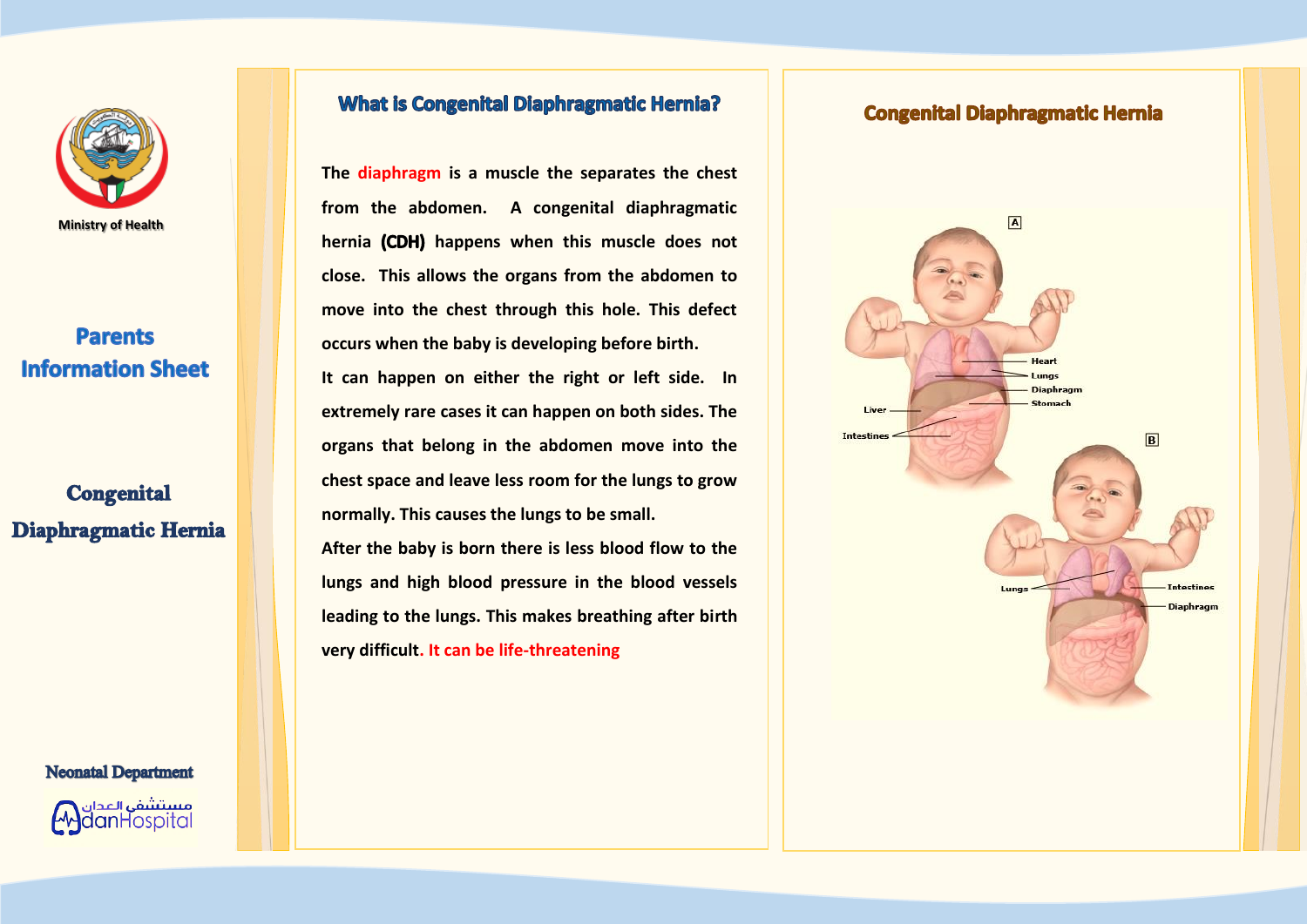Ministry of Health

## Parents Information Sheet

## Congenital Diaphragmatic Hernia

Neonatal Department

مستشفى العدان AdanHospital

## What is Congenital Diaphragmatic Hernia?

The diaphragm is a muscle the separates the chest from the abdomen. A congenital diaphragmatic hernia **(CDH)** happens when this muscle does not close. This allows the organs from the abdomen to move into the chest through this hole. This defect occurs when the baby is developing before birth.

It can happen on either the right or left side. In extremely rare cases it can happen on both sides. The organs that belong in the abdomen move into the chest space and leave less room for the lungs to grow normally. This causes the lungs to be small.

After the baby is born there is less blood flow to the lungs and high blood pressure in the blood vessels leading to the lungs. This makes breathing after birth very difficult. It can be life-threatening

## Congenital Diaphragmatic Hernia

A

Heart
Lungs
Diaphragm
Stomach
Liver
Intestines

B

Lungs
Intestines
Diaphragm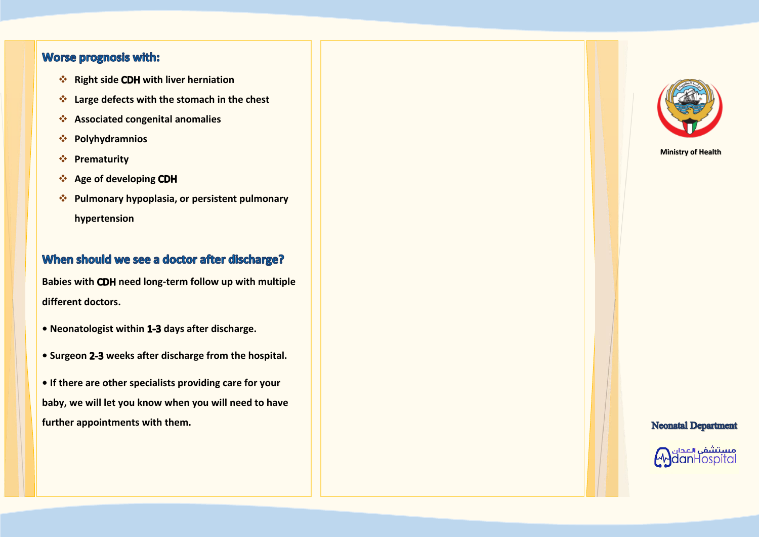## Worse prognosis with:

- Right side CDH with liver herniation
- Large defects with the stomach in the chest
- Associated congenital anomalies
- Polyhydramnios
- Prematurity
- Age of developing CDH
- Pulmonary hypoplasia, or persistent pulmonary hypertension

## When should we see a doctor after discharge?

**Babies with CDH need long-term follow up with multiple different doctors.**

- **Neonatologist within 1-3 days after discharge.**
- **Surgeon 2-3 weeks after discharge from the hospital.**
- **If there are other specialists providing care for your baby, we will let you know when you will need to have further appointments with them.**

**Ministry of Health**

**Neonatal Department**

مستشفى العدان AdanHospital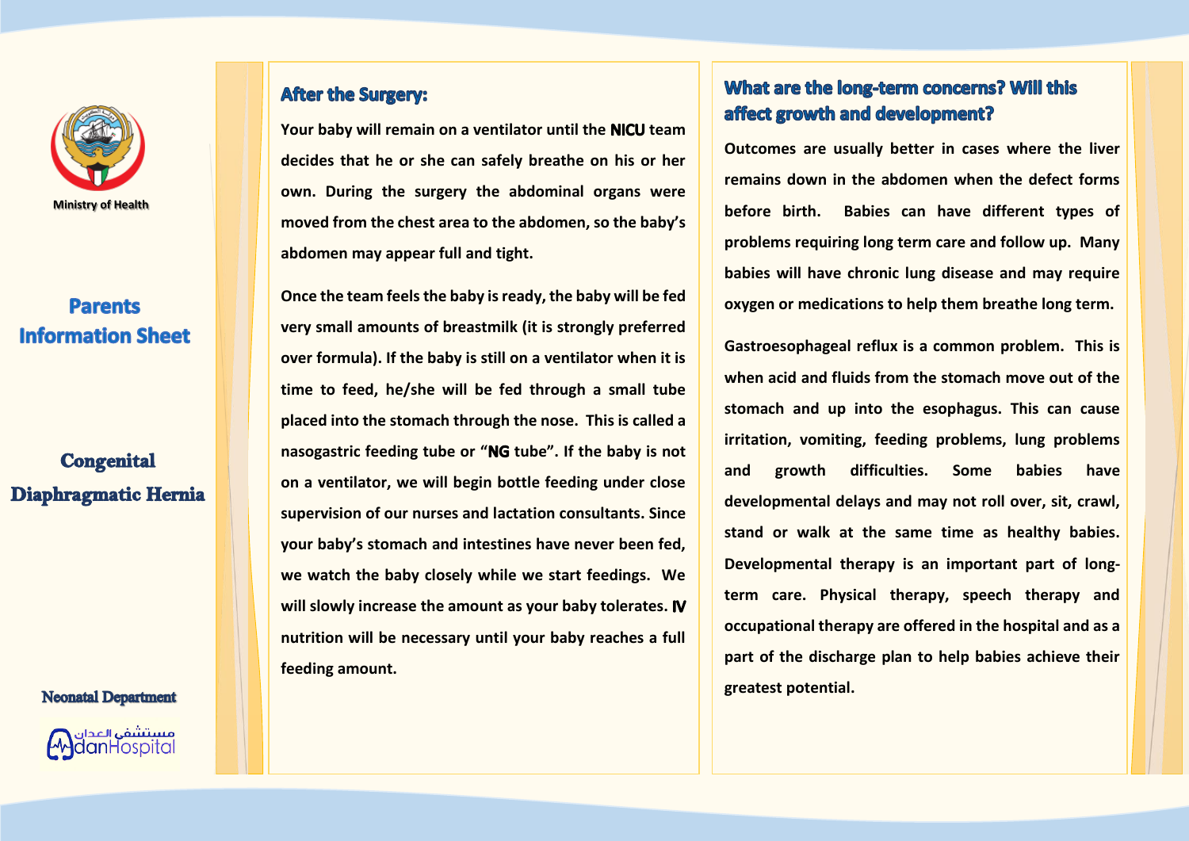Ministry of Health

# Parents Information Sheet

# Congenital Diaphragmatic Hernia

Neonatal Department

Adan Hospital

مستشفى العدان

## After the Surgery:

Your baby will remain on a ventilator until the NICU team decides that he or she can safely breathe on his or her own. During the surgery the abdominal organs were moved from the chest area to the abdomen, so the baby's abdomen may appear full and tight.

Once the team feels the baby is ready, the baby will be fed very small amounts of breastmilk (it is strongly preferred over formula). If the baby is still on a ventilator when it is time to feed, he/she will be fed through a small tube placed into the stomach through the nose. This is called a nasogastric feeding tube or "NG tube". If the baby is not on a ventilator, we will begin bottle feeding under close supervision of our nurses and lactation consultants. Since your baby's stomach and intestines have never been fed, we watch the baby closely while we start feedings. We will slowly increase the amount as your baby tolerates. IV nutrition will be necessary until your baby reaches a full feeding amount.

## What are the long-term concerns? Will this affect growth and development?

Outcomes are usually better in cases where the liver remains down in the abdomen when the defect forms before birth. Babies can have different types of problems requiring long term care and follow up. Many babies will have chronic lung disease and may require oxygen or medications to help them breathe long term.

Gastroesophageal reflux is a common problem. This is when acid and fluids from the stomach move out of the stomach and up into the esophagus. This can cause irritation, vomiting, feeding problems, lung problems and growth difficulties. Some babies have developmental delays and may not roll over, sit, crawl, stand or walk at the same time as healthy babies. Developmental therapy is an important part of long-term care. Physical therapy, speech therapy and occupational therapy are offered in the hospital and as a part of the discharge plan to help babies achieve their greatest potential.